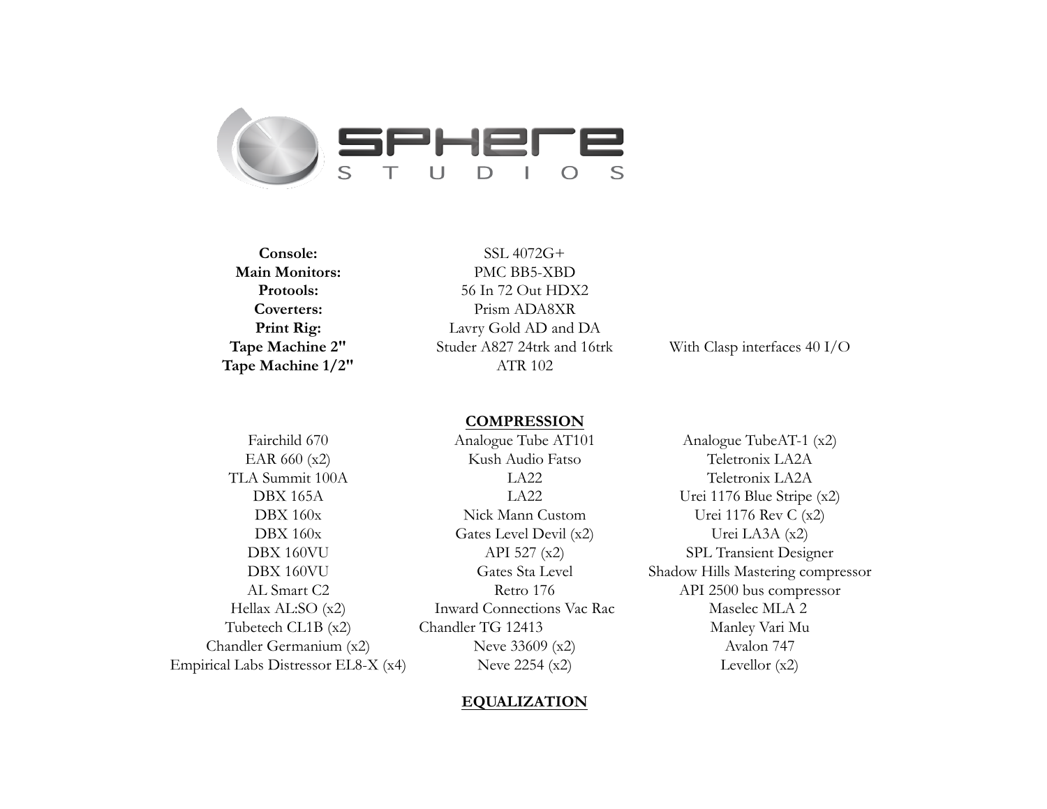# SPHERE STUDIOS

| | | |
|---|---|---|
| **Console:** | SSL 4072G+ | |
| **Main Monitors:** | PMC BB5-XBD | |
| **Protools:** | 56 In 72 Out HDX2 | |
| **Coverters:** | Prism ADA8XR | |
| **Print Rig:** | Lavry Gold AD and DA | |
| **Tape Machine 2"** | Studer A827 24trk and 16trk | With Clasp interfaces 40 I/O |
| **Tape Machine 1/2"** | ATR 102 | |

## COMPRESSION

| | | |
|---|---|---|
| Fairchild 670 | Analogue Tube AT101 | Analogue TubeAT-1 (x2) |
| EAR 660 (x2) | Kush Audio Fatso | Teletronix LA2A |
| TLA Summit 100A | LA22 | Teletronix LA2A |
| DBX 165A | LA22 | Urei 1176 Blue Stripe (x2) |
| DBX 160x | Nick Mann Custom | Urei 1176 Rev C (x2) |
| DBX 160x | Gates Level Devil (x2) | Urei LA3A (x2) |
| DBX 160VU | API 527 (x2) | SPL Transient Designer |
| DBX 160VU | Gates Sta Level | Shadow Hills Mastering compressor |
| AL Smart C2 | Retro 176 | API 2500 bus compressor |
| Hellax AL:SO (x2) | Inward Connections Vac Rac | Maselec MLA 2 |
| Tubetech CL1B (x2) | Chandler TG 12413 | Manley Vari Mu |
| Chandler Germanium (x2) | Neve 33609 (x2) | Avalon 747 |
| Empirical Labs Distressor EL8-X (x4) | Neve 2254 (x2) | Levellor (x2) |

## EQUALIZATION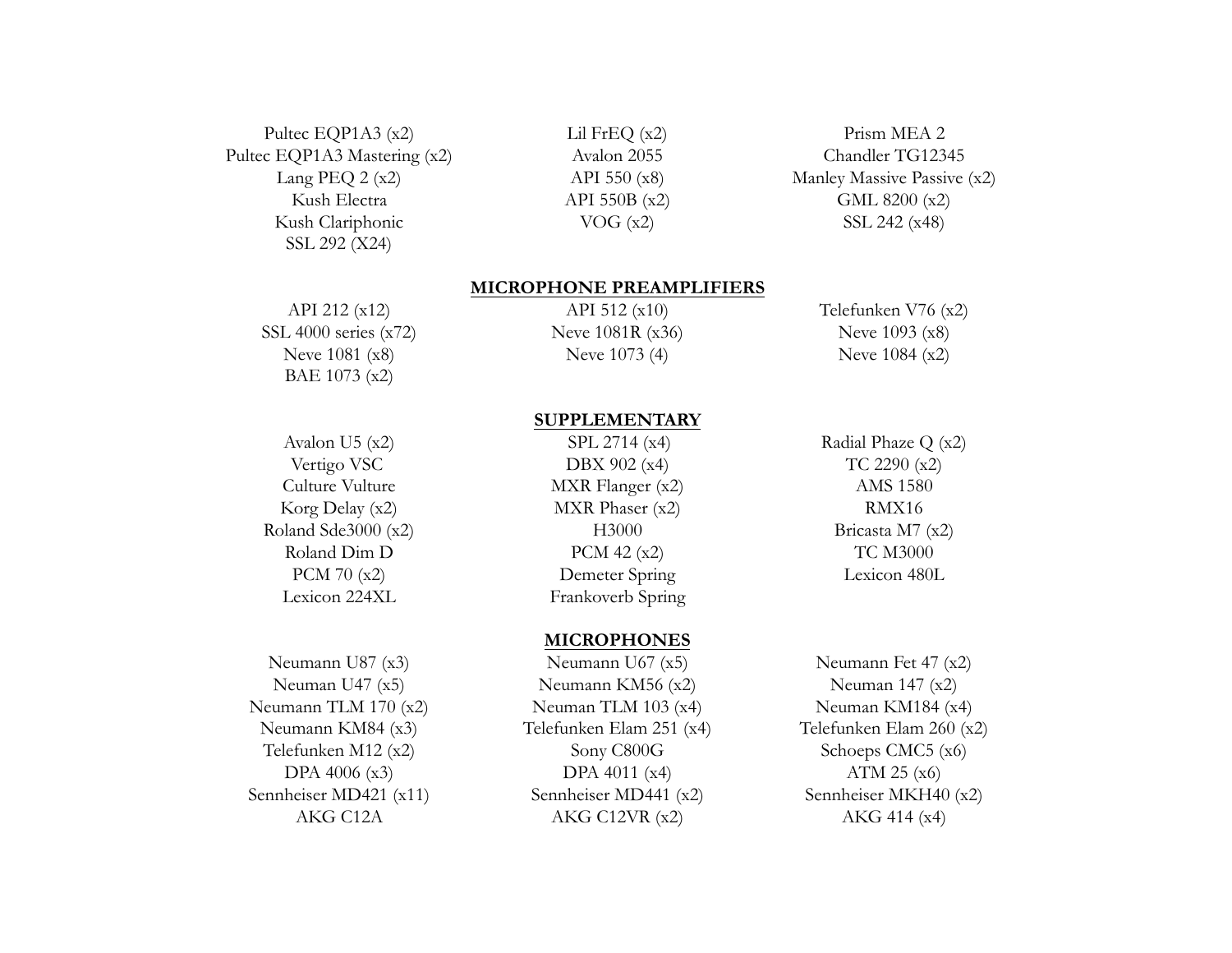Pultec EQP1A3 (x2)
Pultec EQP1A3 Mastering (x2)
Lang PEQ 2 (x2)
Kush Electra
Kush Clariphonic
SSL 292 (X24)

Lil FrEQ (x2)
Avalon 2055
API 550 (x8)
API 550B (x2)
VOG (x2)

Prism MEA 2
Chandler TG12345
Manley Massive Passive (x2)
GML 8200 (x2)
SSL 242 (x48)

**MICROPHONE PREAMPLIFIERS**

API 212 (x12)
SSL 4000 series (x72)
Neve 1081 (x8)
BAE 1073 (x2)

API 512 (x10)
Neve 1081R (x36)
Neve 1073 (4)

Telefunken V76 (x2)
Neve 1093 (x8)
Neve 1084 (x2)

**SUPPLEMENTARY**

Avalon U5 (x2)
Vertigo VSC
Culture Vulture
Korg Delay (x2)
Roland Sde3000 (x2)
Roland Dim D
PCM 70 (x2)
Lexicon 224XL

SPL 2714 (x4)
DBX 902 (x4)
MXR Flanger (x2)
MXR Phaser (x2)
H3000
PCM 42 (x2)
Demeter Spring
Frankoverb Spring

Radial Phaze Q (x2)
TC 2290 (x2)
AMS 1580
RMX16
Bricasta M7 (x2)
TC M3000
Lexicon 480L

**MICROPHONES**

Neumann U87 (x3)
Neuman U47 (x5)
Neumann TLM 170 (x2)
Neumann KM84 (x3)
Telefunken M12 (x2)
DPA 4006 (x3)
Sennheiser MD421 (x11)
AKG C12A

Neumann U67 (x5)
Neumann KM56 (x2)
Neuman TLM 103 (x4)
Telefunken Elam 251 (x4)
Sony C800G
DPA 4011 (x4)
Sennheiser MD441 (x2)
AKG C12VR (x2)

Neumann Fet 47 (x2)
Neuman 147 (x2)
Neuman KM184 (x4)
Telefunken Elam 260 (x2)
Schoeps CMC5 (x6)
ATM 25 (x6)
Sennheiser MKH40 (x2)
AKG 414 (x4)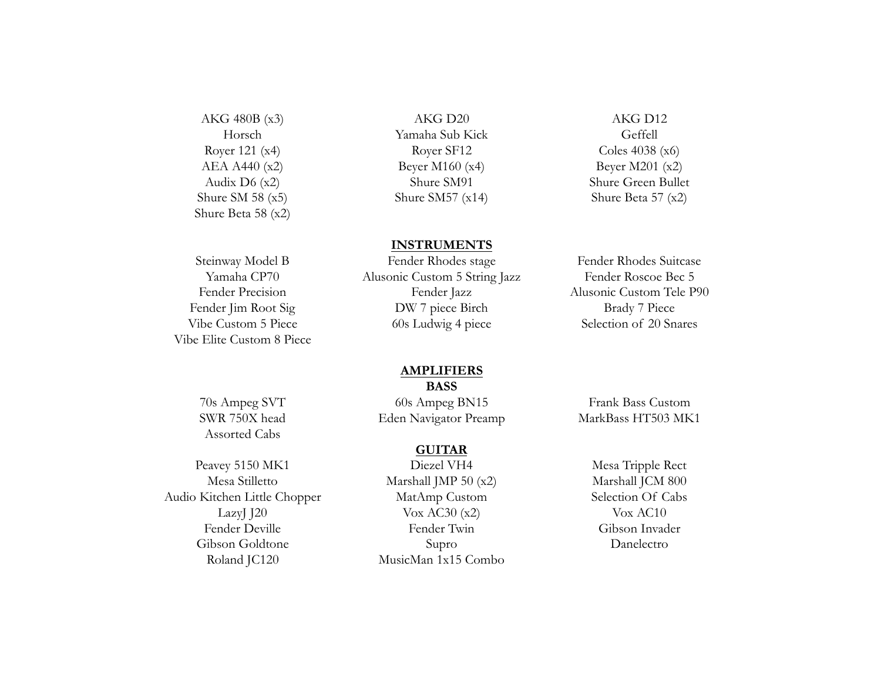AKG 480B (x3)
Horsch
Royer 121 (x4)
AEA A440 (x2)
Audix D6 (x2)
Shure SM 58 (x5)
Shure Beta 58 (x2)

AKG D20
Yamaha Sub Kick
Royer SF12
Beyer M160 (x4)
Shure SM91
Shure SM57 (x14)

AKG D12
Geffell
Coles 4038 (x6)
Beyer M201 (x2)
Shure Green Bullet
Shure Beta 57 (x2)

**INSTRUMENTS**

Steinway Model B
Yamaha CP70
Fender Precision
Fender Jim Root Sig
Vibe Custom 5 Piece
Vibe Elite Custom 8 Piece

Fender Rhodes stage
Alusonic Custom 5 String Jazz
Fender Jazz
DW 7 piece Birch
60s Ludwig 4 piece

Fender Rhodes Suitcase
Fender Roscoe Bec 5
Alusonic Custom Tele P90
Brady 7 Piece
Selection of 20 Snares

**AMPLIFIERS**

**BASS**

70s Ampeg SVT
SWR 750X head
Assorted Cabs

60s Ampeg BN15
Eden Navigator Preamp

Frank Bass Custom
MarkBass HT503 MK1

**GUITAR**

Peavey 5150 MK1
Mesa Stilletto
Audio Kitchen Little Chopper
LazyJ J20
Fender Deville
Gibson Goldtone
Roland JC120

Diezel VH4
Marshall JMP 50 (x2)
MatAmp Custom
Vox AC30 (x2)
Fender Twin
Supro
MusicMan 1x15 Combo

Mesa Tripple Rect
Marshall JCM 800
Selection Of Cabs
Vox AC10
Gibson Invader
Danelectro